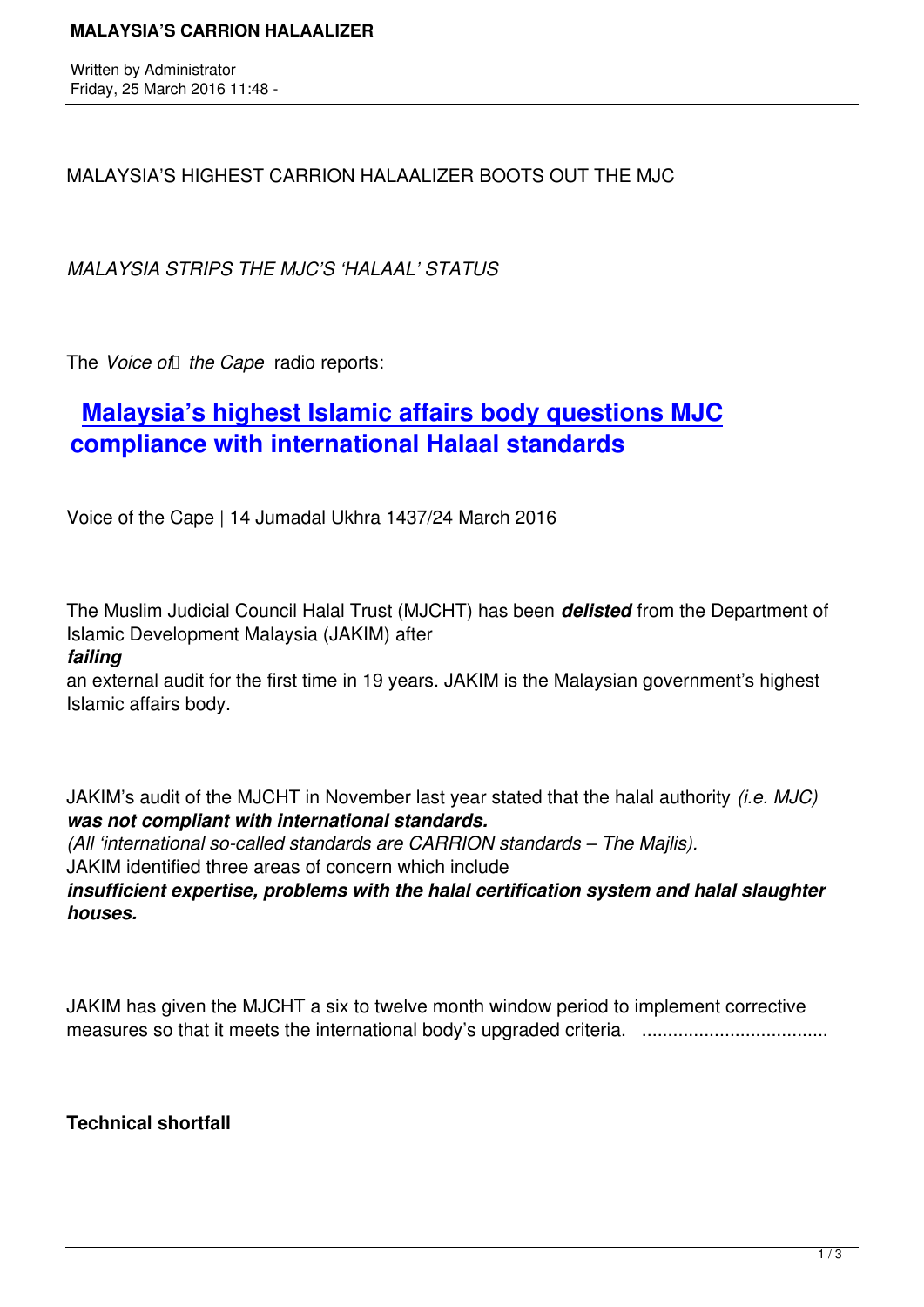MALAYSIA'S HIGHEST CARRION HALAALIZER BOOTS OUT THE MJC

*MALAYSIA STRIPS THE MJC'S 'HALAAL' STATUS*

The *Voice of the Cape* radio reports:

## [Malaysia's highest Islamic affairs body questions MJC compliance with international Halaal standards]

Voice of the Cape | 14 Jumadal Ukhra 1437/24 March 2016

The Muslim Judicial Council Halal Trust (MJCHT) has been ***delisted*** from the Department of Islamic Development Malaysia (JAKIM) after ***failing*** an external audit for the first time in 19 years. JAKIM is the Malaysian government's highest Islamic affairs body.

JAKIM's audit of the MJCHT in November last year stated that the halal authority *(i.e. MJC)* ***was not compliant with international standards.*** *(All 'international so-called standards are CARRION standards – The Majlis).* JAKIM identified three areas of concern which include ***insufficient expertise, problems with the halal certification system and halal slaughter houses.***

JAKIM has given the MJCHT a six to twelve month window period to implement corrective measures so that it meets the international body's upgraded criteria. ...................................

**Technical shortfall**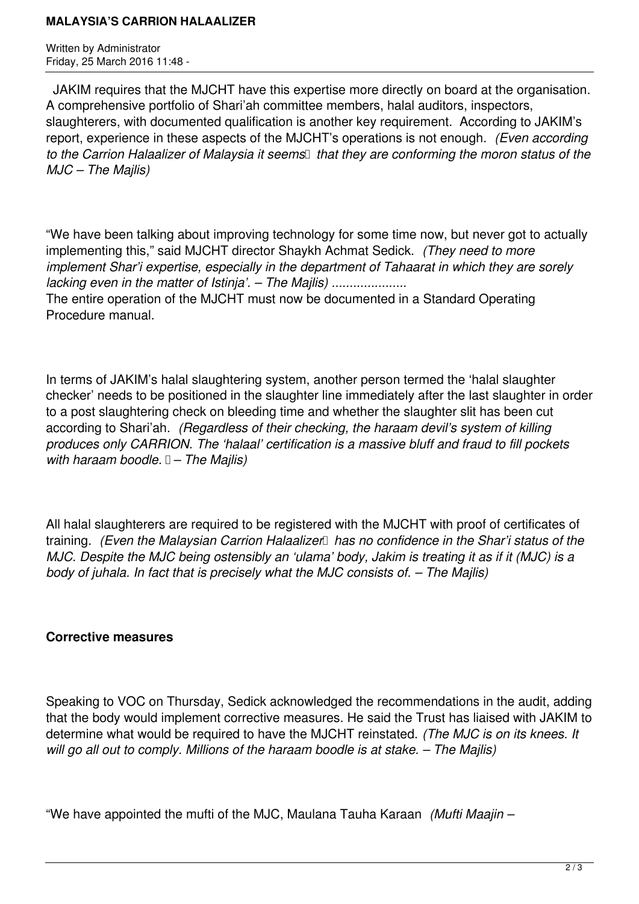JAKIM requires that the MJCHT have this expertise more directly on board at the organisation. A comprehensive portfolio of Shari'ah committee members, halal auditors, inspectors, slaughterers, with documented qualification is another key requirement. According to JAKIM's report, experience in these aspects of the MJCHT's operations is not enough. *(Even according to the Carrion Halaalizer of Malaysia it seems that they are conforming the moron status of the MJC – The Majlis)*

"We have been talking about improving technology for some time now, but never got to actually implementing this," said MJCHT director Shaykh Achmat Sedick. *(They need to more implement Shar'i expertise, especially in the department of Tahaarat in which they are sorely lacking even in the matter of Istinja'. – The Majlis) .....................*

The entire operation of the MJCHT must now be documented in a Standard Operating Procedure manual.

In terms of JAKIM's halal slaughtering system, another person termed the 'halal slaughter checker' needs to be positioned in the slaughter line immediately after the last slaughter in order to a post slaughtering check on bleeding time and whether the slaughter slit has been cut according to Shari'ah. *(Regardless of their checking, the haraam devil's system of killing produces only CARRION. The 'halaal' certification is a massive bluff and fraud to fill pockets with haraam boodle. – The Majlis)*

All halal slaughterers are required to be registered with the MJCHT with proof of certificates of training. *(Even the Malaysian Carrion Halaalizer has no confidence in the Shar'i status of the MJC. Despite the MJC being ostensibly an 'ulama' body, Jakim is treating it as if it (MJC) is a body of juhala. In fact that is precisely what the MJC consists of. – The Majlis)*

**Corrective measures**

Speaking to VOC on Thursday, Sedick acknowledged the recommendations in the audit, adding that the body would implement corrective measures. He said the Trust has liaised with JAKIM to determine what would be required to have the MJCHT reinstated. *(The MJC is on its knees. It will go all out to comply. Millions of the haraam boodle is at stake. – The Majlis)*

"We have appointed the mufti of the MJC, Maulana Tauha Karaan *(Mufti Maajin –*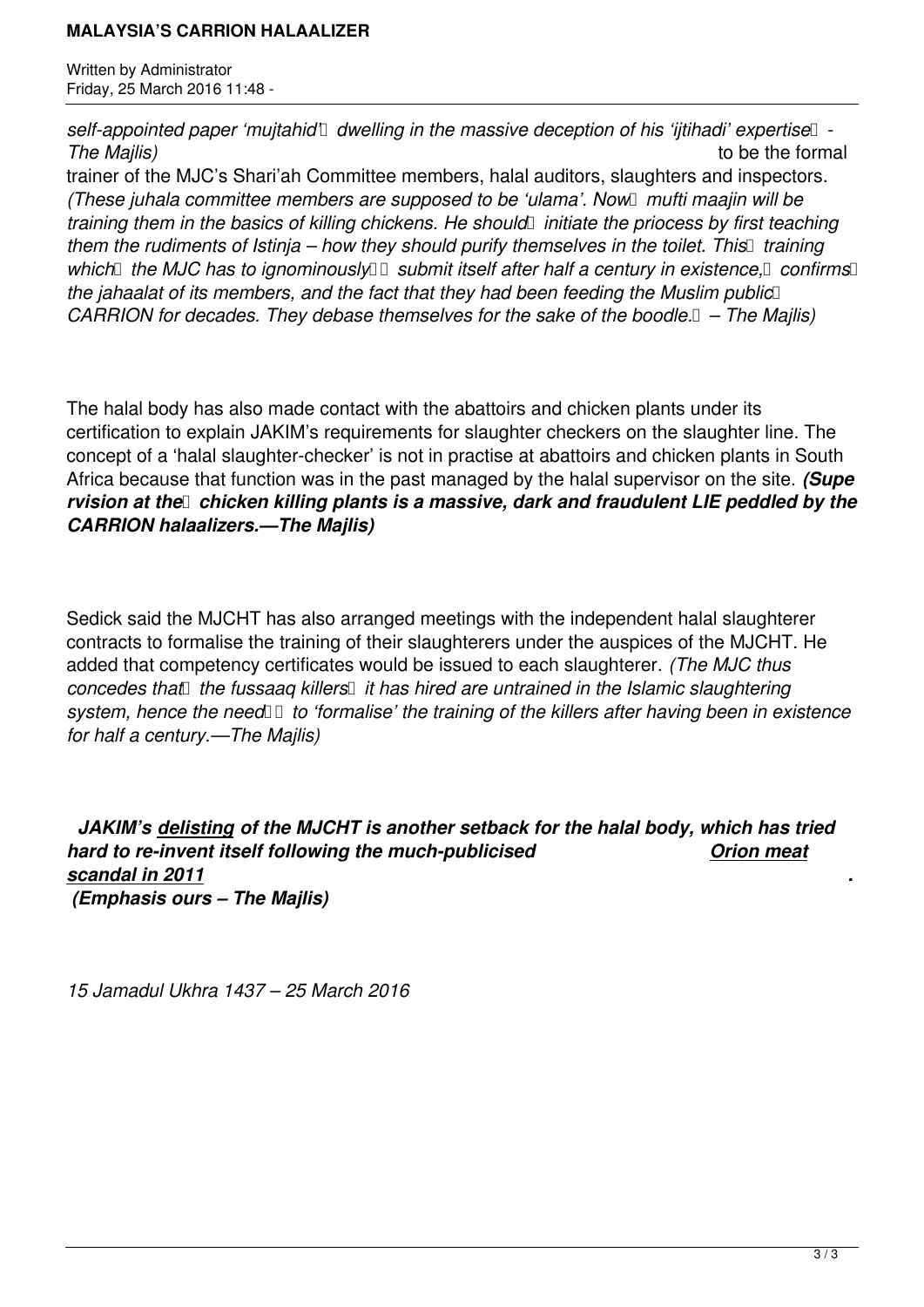*self-appointed paper 'mujtahid' dwelling in the massive deception of his 'ijtihadi' expertise - The Majlis)* to be the formal trainer of the MJC's Shari'ah Committee members, halal auditors, slaughters and inspectors. *(These juhala committee members are supposed to be 'ulama'. Now mufti maajin will be training them in the basics of killing chickens. He should initiate the priocess by first teaching them the rudiments of Istinja – how they should purify themselves in the toilet. This training which the MJC has to ignominously submit itself after half a century in existence, confirms the jahaalat of its members, and the fact that they had been feeding the Muslim public CARRION for decades. They debase themselves for the sake of the boodle. – The Majlis)*

The halal body has also made contact with the abattoirs and chicken plants under its certification to explain JAKIM's requirements for slaughter checkers on the slaughter line. The concept of a 'halal slaughter-checker' is not in practise at abattoirs and chicken plants in South Africa because that function was in the past managed by the halal supervisor on the site. ***(Supervision at the chicken killing plants is a massive, dark and fraudulent LIE peddled by the CARRION halaalizers.—The Majlis)***

Sedick said the MJCHT has also arranged meetings with the independent halal slaughterer contracts to formalise the training of their slaughterers under the auspices of the MJCHT. He added that competency certificates would be issued to each slaughterer. *(The MJC thus concedes that the fussaaq killers it has hired are untrained in the Islamic slaughtering system, hence the need to 'formalise' the training of the killers after having been in existence for half a century.—The Majlis)*

***JAKIM's delisting of the MJCHT is another setback for the halal body, which has tried hard to re-invent itself following the much-publicised Orion meat scandal in 2011.***
***(Emphasis ours – The Majlis)***

*15 Jamadul Ukhra 1437 – 25 March 2016*